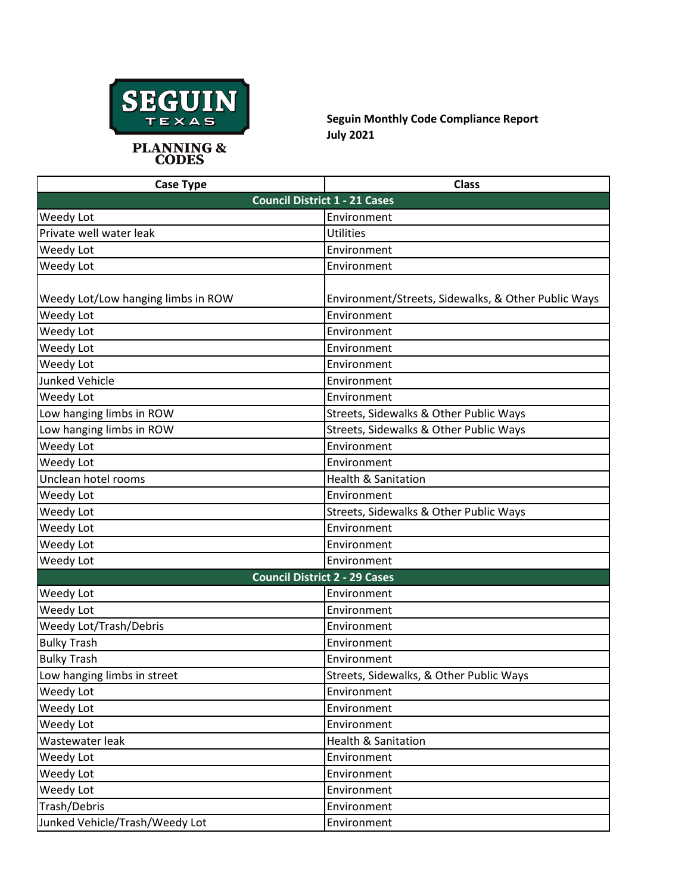SEGUIN TEXAS PLANNING & CODES

**Seguin Monthly Code Compliance Report**
**July 2021**

| Case Type | Class |
|---|---|
| **Council District 1 - 21 Cases** | |
| Weedy Lot | Environment |
| Private well water leak | Utilities |
| Weedy Lot | Environment |
| Weedy Lot | Environment |
| Weedy Lot/Low hanging limbs in ROW | Environment/Streets, Sidewalks, & Other Public Ways |
| Weedy Lot | Environment |
| Weedy Lot | Environment |
| Weedy Lot | Environment |
| Weedy Lot | Environment |
| Junked Vehicle | Environment |
| Weedy Lot | Environment |
| Low hanging limbs in ROW | Streets, Sidewalks & Other Public Ways |
| Low hanging limbs in ROW | Streets, Sidewalks & Other Public Ways |
| Weedy Lot | Environment |
| Weedy Lot | Environment |
| Unclean hotel rooms | Health & Sanitation |
| Weedy Lot | Environment |
| Weedy Lot | Streets, Sidewalks & Other Public Ways |
| Weedy Lot | Environment |
| Weedy Lot | Environment |
| Weedy Lot | Environment |
| **Council District 2 - 29 Cases** | |
| Weedy Lot | Environment |
| Weedy Lot | Environment |
| Weedy Lot/Trash/Debris | Environment |
| Bulky Trash | Environment |
| Bulky Trash | Environment |
| Low hanging limbs in street | Streets, Sidewalks, & Other Public Ways |
| Weedy Lot | Environment |
| Weedy Lot | Environment |
| Weedy Lot | Environment |
| Wastewater leak | Health & Sanitation |
| Weedy Lot | Environment |
| Weedy Lot | Environment |
| Weedy Lot | Environment |
| Trash/Debris | Environment |
| Junked Vehicle/Trash/Weedy Lot | Environment |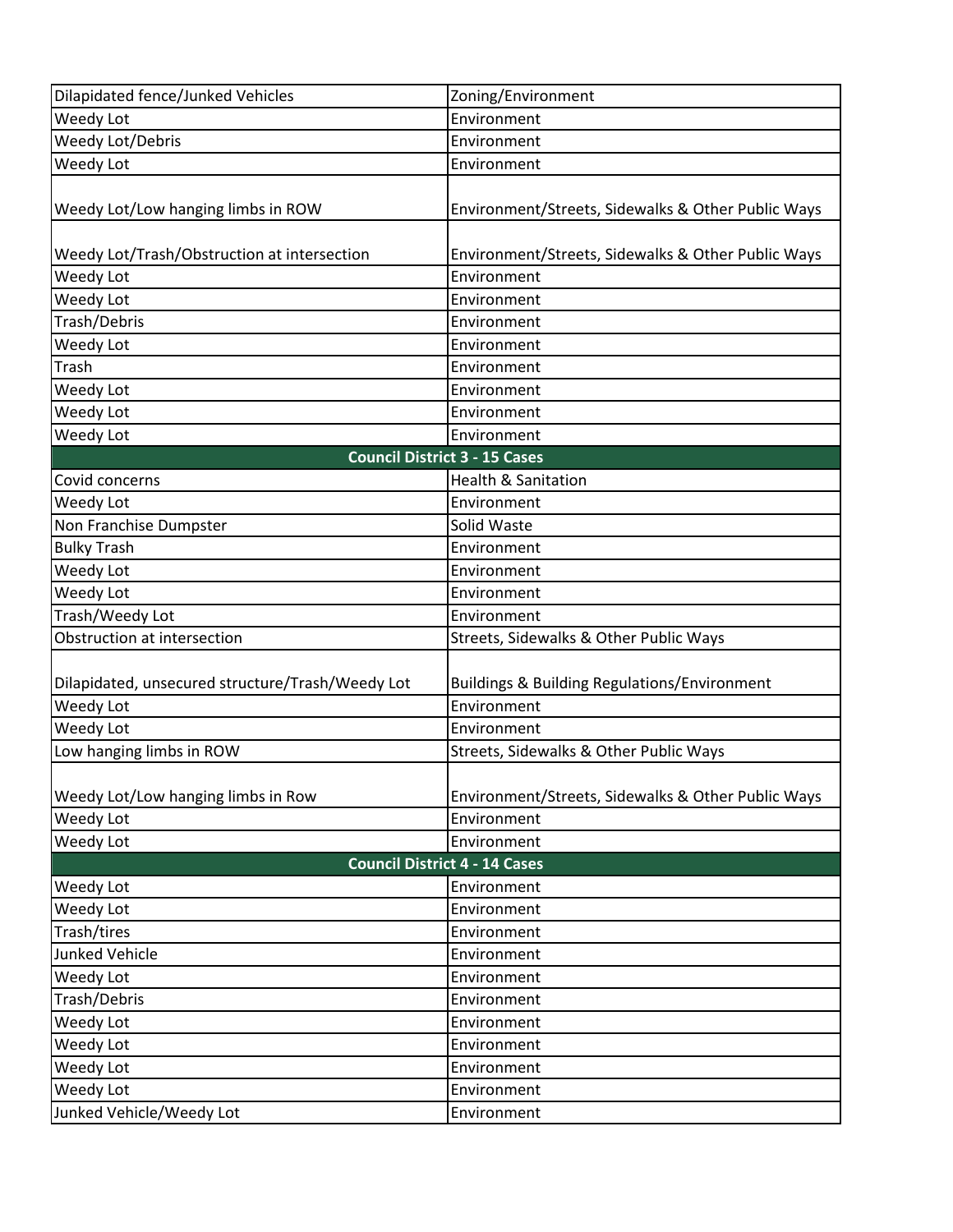| | |
|---|---|
| Dilapidated fence/Junked Vehicles | Zoning/Environment |
| Weedy Lot | Environment |
| Weedy Lot/Debris | Environment |
| Weedy Lot | Environment |
| Weedy Lot/Low hanging limbs in ROW | Environment/Streets, Sidewalks & Other Public Ways |
| Weedy Lot/Trash/Obstruction at intersection | Environment/Streets, Sidewalks & Other Public Ways |
| Weedy Lot | Environment |
| Weedy Lot | Environment |
| Trash/Debris | Environment |
| Weedy Lot | Environment |
| Trash | Environment |
| Weedy Lot | Environment |
| Weedy Lot | Environment |
| Weedy Lot | Environment |
| **Council District 3 - 15 Cases** | |
| Covid concerns | Health & Sanitation |
| Weedy Lot | Environment |
| Non Franchise Dumpster | Solid Waste |
| Bulky Trash | Environment |
| Weedy Lot | Environment |
| Weedy Lot | Environment |
| Trash/Weedy Lot | Environment |
| Obstruction at intersection | Streets, Sidewalks & Other Public Ways |
| Dilapidated, unsecured structure/Trash/Weedy Lot | Buildings & Building Regulations/Environment |
| Weedy Lot | Environment |
| Weedy Lot | Environment |
| Low hanging limbs in ROW | Streets, Sidewalks & Other Public Ways |
| Weedy Lot/Low hanging limbs in Row | Environment/Streets, Sidewalks & Other Public Ways |
| Weedy Lot | Environment |
| Weedy Lot | Environment |
| **Council District 4 - 14 Cases** | |
| Weedy Lot | Environment |
| Weedy Lot | Environment |
| Trash/tires | Environment |
| Junked Vehicle | Environment |
| Weedy Lot | Environment |
| Trash/Debris | Environment |
| Weedy Lot | Environment |
| Weedy Lot | Environment |
| Weedy Lot | Environment |
| Weedy Lot | Environment |
| Junked Vehicle/Weedy Lot | Environment |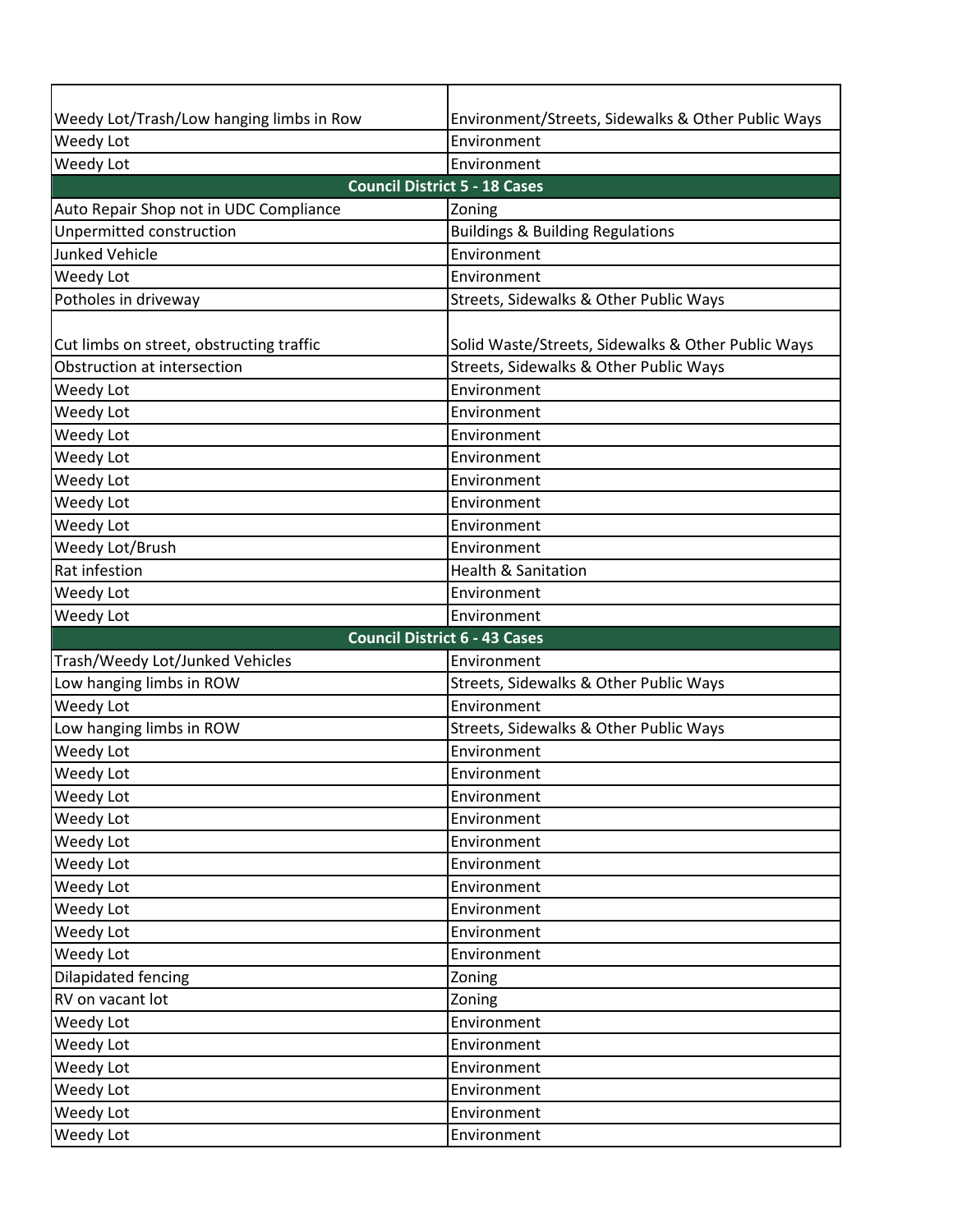| | |
|---|---|
| Weedy Lot/Trash/Low hanging limbs in Row | Environment/Streets, Sidewalks & Other Public Ways |
| Weedy Lot | Environment |
| Weedy Lot | Environment |
| **Council District 5 - 18 Cases** | |
| Auto Repair Shop not in UDC Compliance | Zoning |
| Unpermitted construction | Buildings & Building Regulations |
| Junked Vehicle | Environment |
| Weedy Lot | Environment |
| Potholes in driveway | Streets, Sidewalks & Other Public Ways |
| Cut limbs on street, obstructing traffic | Solid Waste/Streets, Sidewalks & Other Public Ways |
| Obstruction at intersection | Streets, Sidewalks & Other Public Ways |
| Weedy Lot | Environment |
| Weedy Lot | Environment |
| Weedy Lot | Environment |
| Weedy Lot | Environment |
| Weedy Lot | Environment |
| Weedy Lot | Environment |
| Weedy Lot | Environment |
| Weedy Lot/Brush | Environment |
| Rat infestion | Health & Sanitation |
| Weedy Lot | Environment |
| Weedy Lot | Environment |
| **Council District 6 - 43 Cases** | |
| Trash/Weedy Lot/Junked Vehicles | Environment |
| Low hanging limbs in ROW | Streets, Sidewalks & Other Public Ways |
| Weedy Lot | Environment |
| Low hanging limbs in ROW | Streets, Sidewalks & Other Public Ways |
| Weedy Lot | Environment |
| Weedy Lot | Environment |
| Weedy Lot | Environment |
| Weedy Lot | Environment |
| Weedy Lot | Environment |
| Weedy Lot | Environment |
| Weedy Lot | Environment |
| Weedy Lot | Environment |
| Weedy Lot | Environment |
| Weedy Lot | Environment |
| Dilapidated fencing | Zoning |
| RV on vacant lot | Zoning |
| Weedy Lot | Environment |
| Weedy Lot | Environment |
| Weedy Lot | Environment |
| Weedy Lot | Environment |
| Weedy Lot | Environment |
| Weedy Lot | Environment |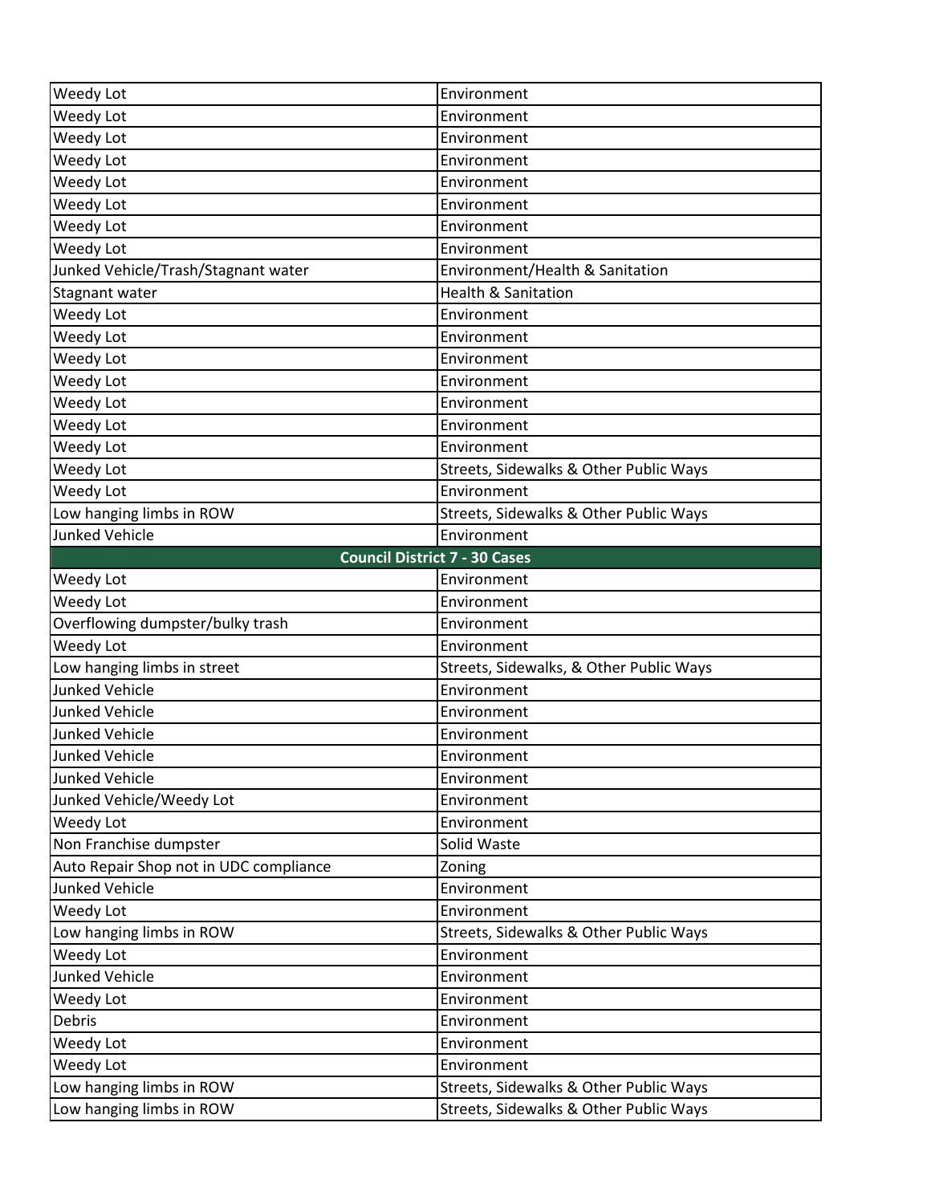| | |
|---|---|
| Weedy Lot | Environment |
| Weedy Lot | Environment |
| Weedy Lot | Environment |
| Weedy Lot | Environment |
| Weedy Lot | Environment |
| Weedy Lot | Environment |
| Weedy Lot | Environment |
| Weedy Lot | Environment |
| Junked Vehicle/Trash/Stagnant water | Environment/Health & Sanitation |
| Stagnant water | Health & Sanitation |
| Weedy Lot | Environment |
| Weedy Lot | Environment |
| Weedy Lot | Environment |
| Weedy Lot | Environment |
| Weedy Lot | Environment |
| Weedy Lot | Environment |
| Weedy Lot | Environment |
| Weedy Lot | Streets, Sidewalks & Other Public Ways |
| Weedy Lot | Environment |
| Low hanging limbs in ROW | Streets, Sidewalks & Other Public Ways |
| Junked Vehicle | Environment |
| **Council District 7 - 30 Cases** | |
| Weedy Lot | Environment |
| Weedy Lot | Environment |
| Overflowing dumpster/bulky trash | Environment |
| Weedy Lot | Environment |
| Low hanging limbs in street | Streets, Sidewalks, & Other Public Ways |
| Junked Vehicle | Environment |
| Junked Vehicle | Environment |
| Junked Vehicle | Environment |
| Junked Vehicle | Environment |
| Junked Vehicle | Environment |
| Junked Vehicle/Weedy Lot | Environment |
| Weedy Lot | Environment |
| Non Franchise dumpster | Solid Waste |
| Auto Repair Shop not in UDC compliance | Zoning |
| Junked Vehicle | Environment |
| Weedy Lot | Environment |
| Low hanging limbs in ROW | Streets, Sidewalks & Other Public Ways |
| Weedy Lot | Environment |
| Junked Vehicle | Environment |
| Weedy Lot | Environment |
| Debris | Environment |
| Weedy Lot | Environment |
| Weedy Lot | Environment |
| Low hanging limbs in ROW | Streets, Sidewalks & Other Public Ways |
| Low hanging limbs in ROW | Streets, Sidewalks & Other Public Ways |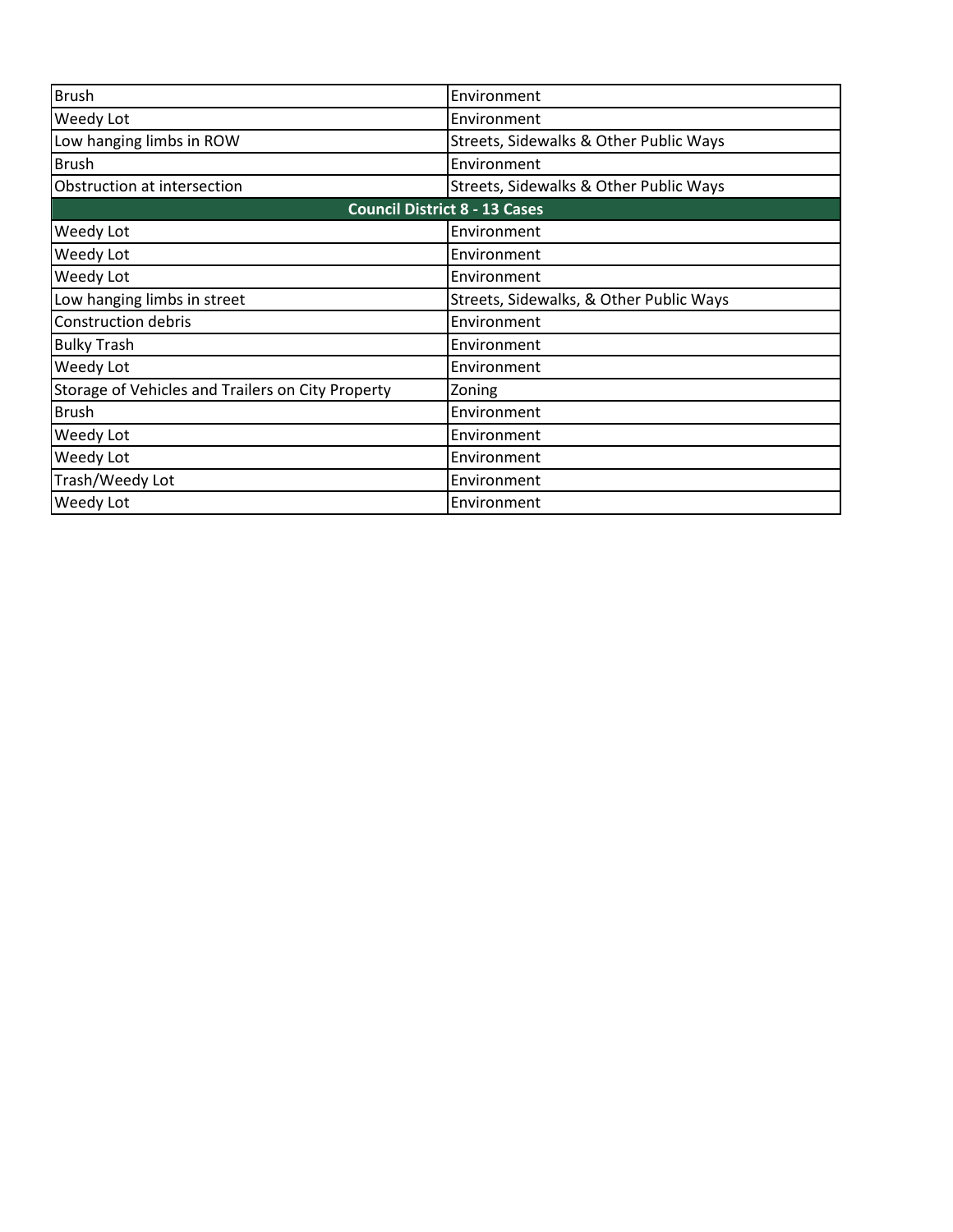| | |
|---|---|
| Brush | Environment |
| Weedy Lot | Environment |
| Low hanging limbs in ROW | Streets, Sidewalks & Other Public Ways |
| Brush | Environment |
| Obstruction at intersection | Streets, Sidewalks & Other Public Ways |
| **Council District 8 - 13 Cases** | |
| Weedy Lot | Environment |
| Weedy Lot | Environment |
| Weedy Lot | Environment |
| Low hanging limbs in street | Streets, Sidewalks, & Other Public Ways |
| Construction debris | Environment |
| Bulky Trash | Environment |
| Weedy Lot | Environment |
| Storage of Vehicles and Trailers on City Property | Zoning |
| Brush | Environment |
| Weedy Lot | Environment |
| Weedy Lot | Environment |
| Trash/Weedy Lot | Environment |
| Weedy Lot | Environment |